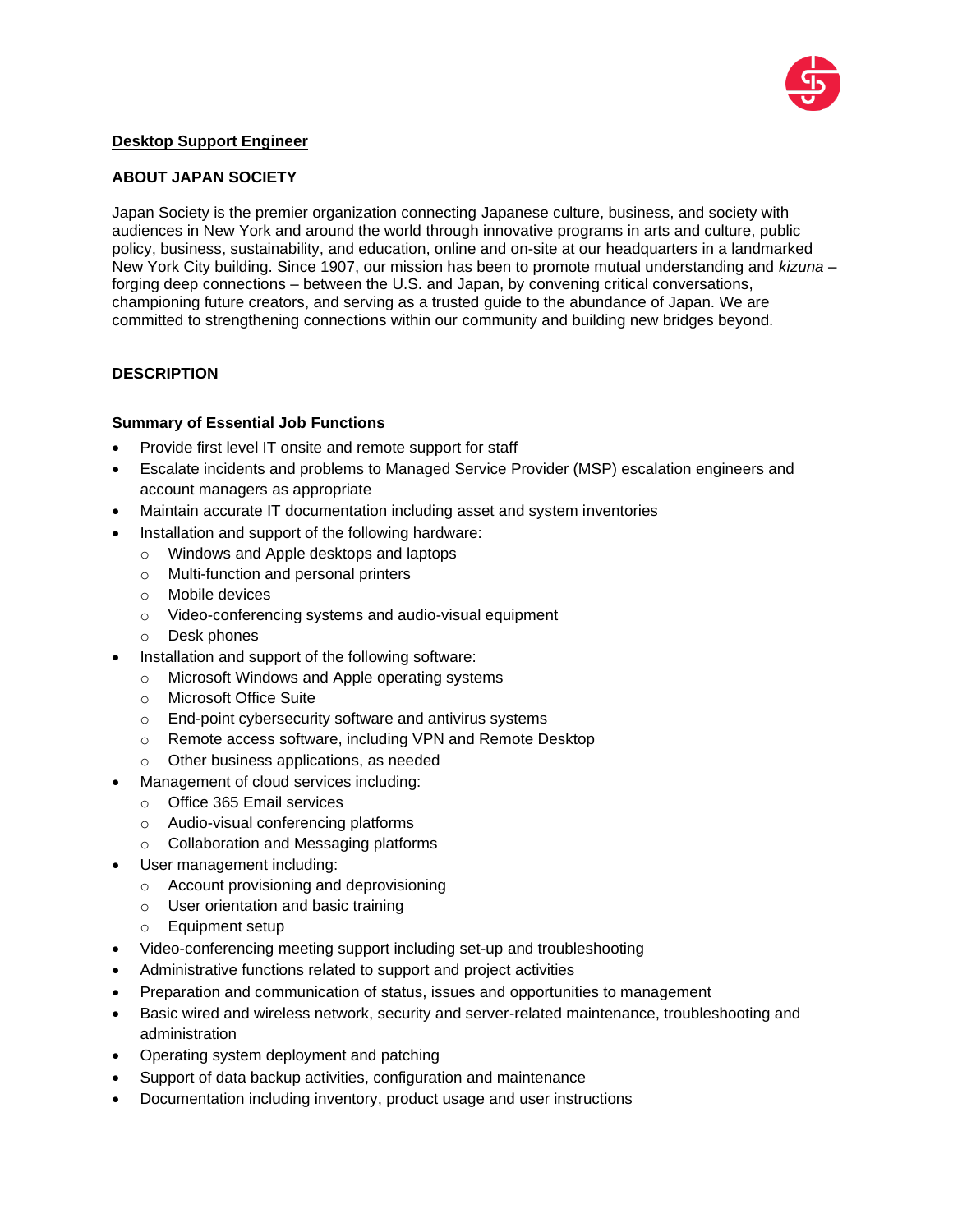# Desktop Support Engineer

## ABOUT JAPAN SOCIETY

Japan Society is the premier organization connecting Japanese culture, business, and society with audiences in New York and around the world through innovative programs in arts and culture, public policy, business, sustainability, and education, online and on-site at our headquarters in a landmarked New York City building. Since 1907, our mission has been to promote mutual understanding and *kizuna* – forging deep connections – between the U.S. and Japan, by convening critical conversations, championing future creators, and serving as a trusted guide to the abundance of Japan. We are committed to strengthening connections within our community and building new bridges beyond.

## DESCRIPTION

### Summary of Essential Job Functions

- Provide first level IT onsite and remote support for staff
- Escalate incidents and problems to Managed Service Provider (MSP) escalation engineers and account managers as appropriate
- Maintain accurate IT documentation including asset and system inventories
- Installation and support of the following hardware:
  - Windows and Apple desktops and laptops
  - Multi-function and personal printers
  - Mobile devices
  - Video-conferencing systems and audio-visual equipment
  - Desk phones
- Installation and support of the following software:
  - Microsoft Windows and Apple operating systems
  - Microsoft Office Suite
  - End-point cybersecurity software and antivirus systems
  - Remote access software, including VPN and Remote Desktop
  - Other business applications, as needed
- Management of cloud services including:
  - Office 365 Email services
  - Audio-visual conferencing platforms
  - Collaboration and Messaging platforms
- User management including:
  - Account provisioning and deprovisioning
  - User orientation and basic training
  - Equipment setup
- Video-conferencing meeting support including set-up and troubleshooting
- Administrative functions related to support and project activities
- Preparation and communication of status, issues and opportunities to management
- Basic wired and wireless network, security and server-related maintenance, troubleshooting and administration
- Operating system deployment and patching
- Support of data backup activities, configuration and maintenance
- Documentation including inventory, product usage and user instructions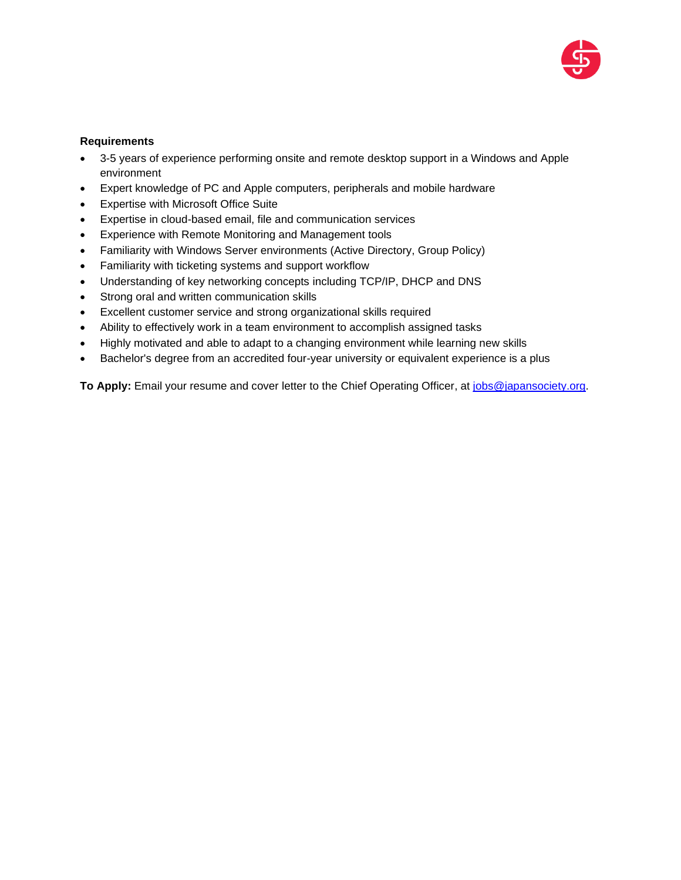**Requirements**

- 3-5 years of experience performing onsite and remote desktop support in a Windows and Apple environment
- Expert knowledge of PC and Apple computers, peripherals and mobile hardware
- Expertise with Microsoft Office Suite
- Expertise in cloud-based email, file and communication services
- Experience with Remote Monitoring and Management tools
- Familiarity with Windows Server environments (Active Directory, Group Policy)
- Familiarity with ticketing systems and support workflow
- Understanding of key networking concepts including TCP/IP, DHCP and DNS
- Strong oral and written communication skills
- Excellent customer service and strong organizational skills required
- Ability to effectively work in a team environment to accomplish assigned tasks
- Highly motivated and able to adapt to a changing environment while learning new skills
- Bachelor's degree from an accredited four-year university or equivalent experience is a plus

**To Apply:** Email your resume and cover letter to the Chief Operating Officer, at jobs@japansociety.org.